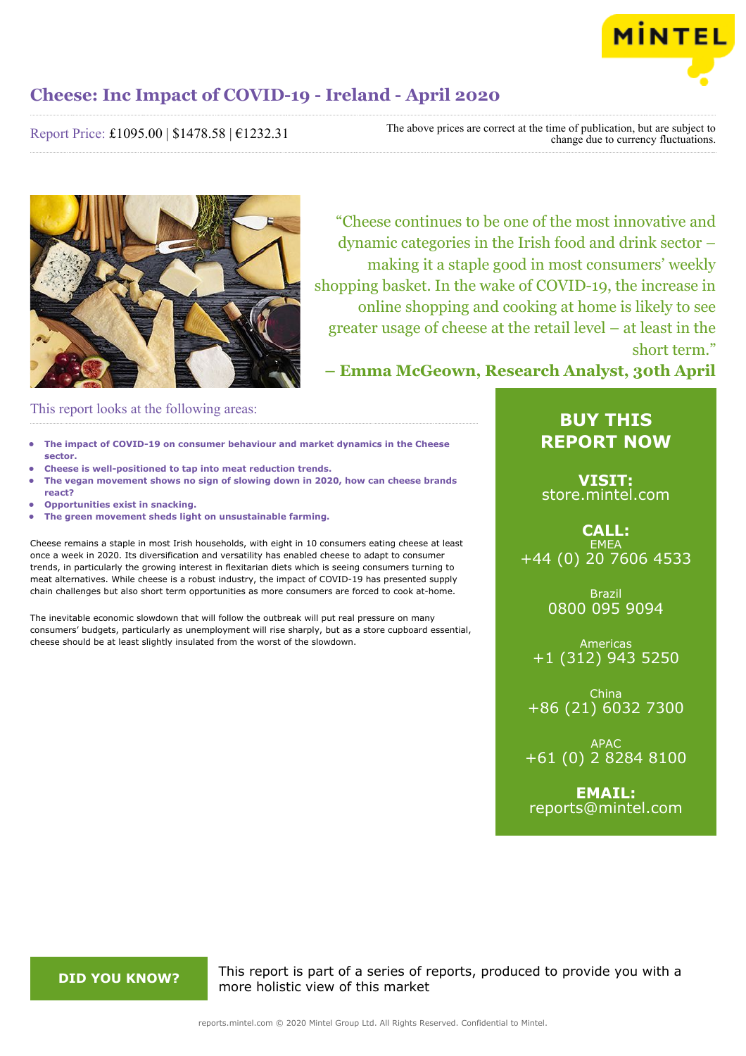# Cheese: Inc Impact of COVID-19 - Ireland - April 2020

Report Price: £1095.00 | $1478.58 | €1232.31

The above prices are correct at the time of publication, but are subject to change due to currency fluctuations.

"Cheese continues to be one of the most innovative and dynamic categories in the Irish food and drink sector – making it a staple good in most consumers' weekly shopping basket. In the wake of COVID-19, the increase in online shopping and cooking at home is likely to see greater usage of cheese at the retail level – at least in the short term."

**– Emma McGeown, Research Analyst, 30th April**

## This report looks at the following areas:

- **The impact of COVID-19 on consumer behaviour and market dynamics in the Cheese sector.**
- **Cheese is well-positioned to tap into meat reduction trends.**
- **The vegan movement shows no sign of slowing down in 2020, how can cheese brands react?**
- **Opportunities exist in snacking.**
- **The green movement sheds light on unsustainable farming.**

Cheese remains a staple in most Irish households, with eight in 10 consumers eating cheese at least once a week in 2020. Its diversification and versatility has enabled cheese to adapt to consumer trends, in particularly the growing interest in flexitarian diets which is seeing consumers turning to meat alternatives. While cheese is a robust industry, the impact of COVID-19 has presented supply chain challenges but also short term opportunities as more consumers are forced to cook at-home.

The inevitable economic slowdown that will follow the outbreak will put real pressure on many consumers' budgets, particularly as unemployment will rise sharply, but as a store cupboard essential, cheese should be at least slightly insulated from the worst of the slowdown.

**BUY THIS REPORT NOW**

**VISIT:**
store.mintel.com

**CALL:**

EMEA
+44 (0) 20 7606 4533

Brazil
0800 095 9094

Americas
+1 (312) 943 5250

China
+86 (21) 6032 7300

APAC
+61 (0) 2 8284 8100

**EMAIL:**
reports@mintel.com

**DID YOU KNOW?**

This report is part of a series of reports, produced to provide you with a more holistic view of this market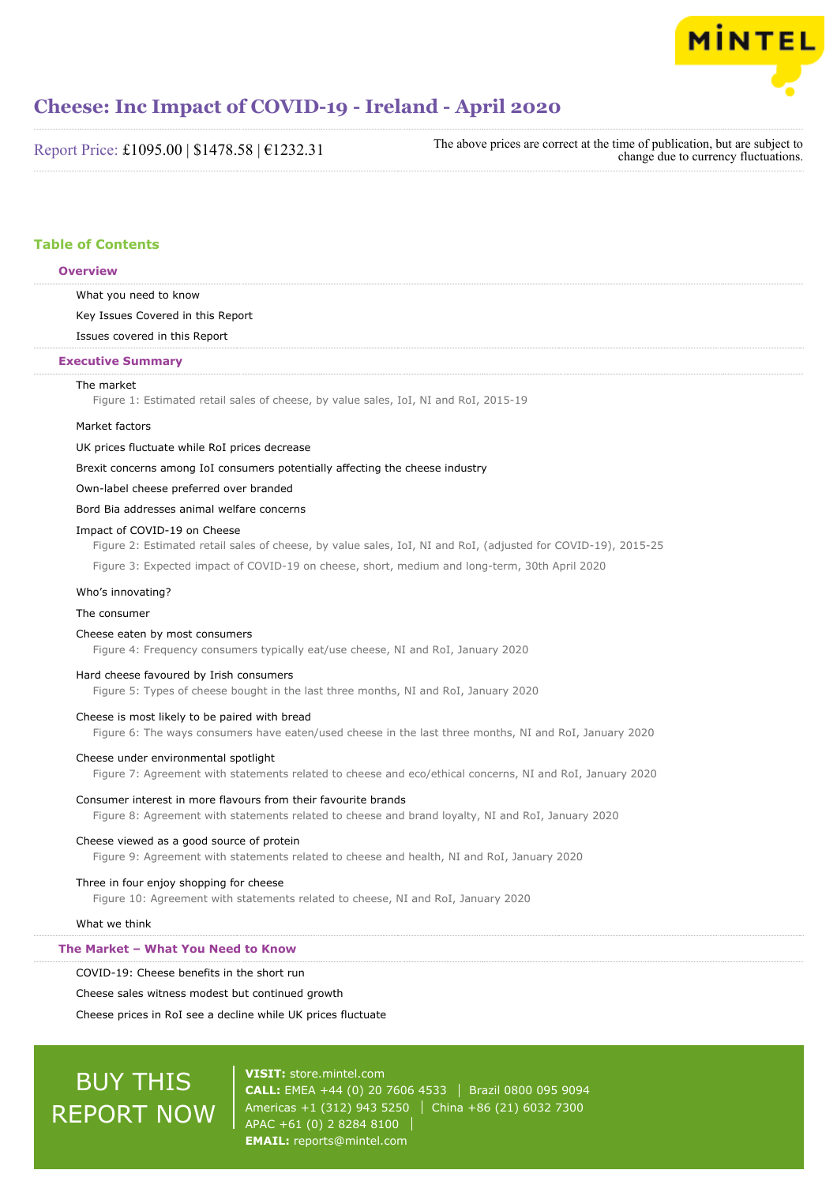# Cheese: Inc Impact of COVID-19 - Ireland - April 2020

Report Price: £1095.00 | $1478.58 | €1232.31

The above prices are correct at the time of publication, but are subject to change due to currency fluctuations.

## Table of Contents

### Overview

What you need to know

Key Issues Covered in this Report

Issues covered in this Report

### Executive Summary

The market

Figure 1: Estimated retail sales of cheese, by value sales, IoI, NI and RoI, 2015-19

Market factors

UK prices fluctuate while RoI prices decrease

Brexit concerns among IoI consumers potentially affecting the cheese industry

Own-label cheese preferred over branded

Bord Bia addresses animal welfare concerns

Impact of COVID-19 on Cheese

Figure 2: Estimated retail sales of cheese, by value sales, IoI, NI and RoI, (adjusted for COVID-19), 2015-25

Figure 3: Expected impact of COVID-19 on cheese, short, medium and long-term, 30th April 2020

Who's innovating?

The consumer

Cheese eaten by most consumers

Figure 4: Frequency consumers typically eat/use cheese, NI and RoI, January 2020

Hard cheese favoured by Irish consumers

Figure 5: Types of cheese bought in the last three months, NI and RoI, January 2020

Cheese is most likely to be paired with bread

Figure 6: The ways consumers have eaten/used cheese in the last three months, NI and RoI, January 2020

Cheese under environmental spotlight

Figure 7: Agreement with statements related to cheese and eco/ethical concerns, NI and RoI, January 2020

Consumer interest in more flavours from their favourite brands

Figure 8: Agreement with statements related to cheese and brand loyalty, NI and RoI, January 2020

Cheese viewed as a good source of protein

Figure 9: Agreement with statements related to cheese and health, NI and RoI, January 2020

Three in four enjoy shopping for cheese

Figure 10: Agreement with statements related to cheese, NI and RoI, January 2020

What we think

### The Market – What You Need to Know

COVID-19: Cheese benefits in the short run

Cheese sales witness modest but continued growth

Cheese prices in RoI see a decline while UK prices fluctuate

BUY THIS REPORT NOW

**VISIT:** store.mintel.com
**CALL:** EMEA +44 (0) 20 7606 4533 | Brazil 0800 095 9094
Americas +1 (312) 943 5250 | China +86 (21) 6032 7300
APAC +61 (0) 2 8284 8100 |
**EMAIL:** reports@mintel.com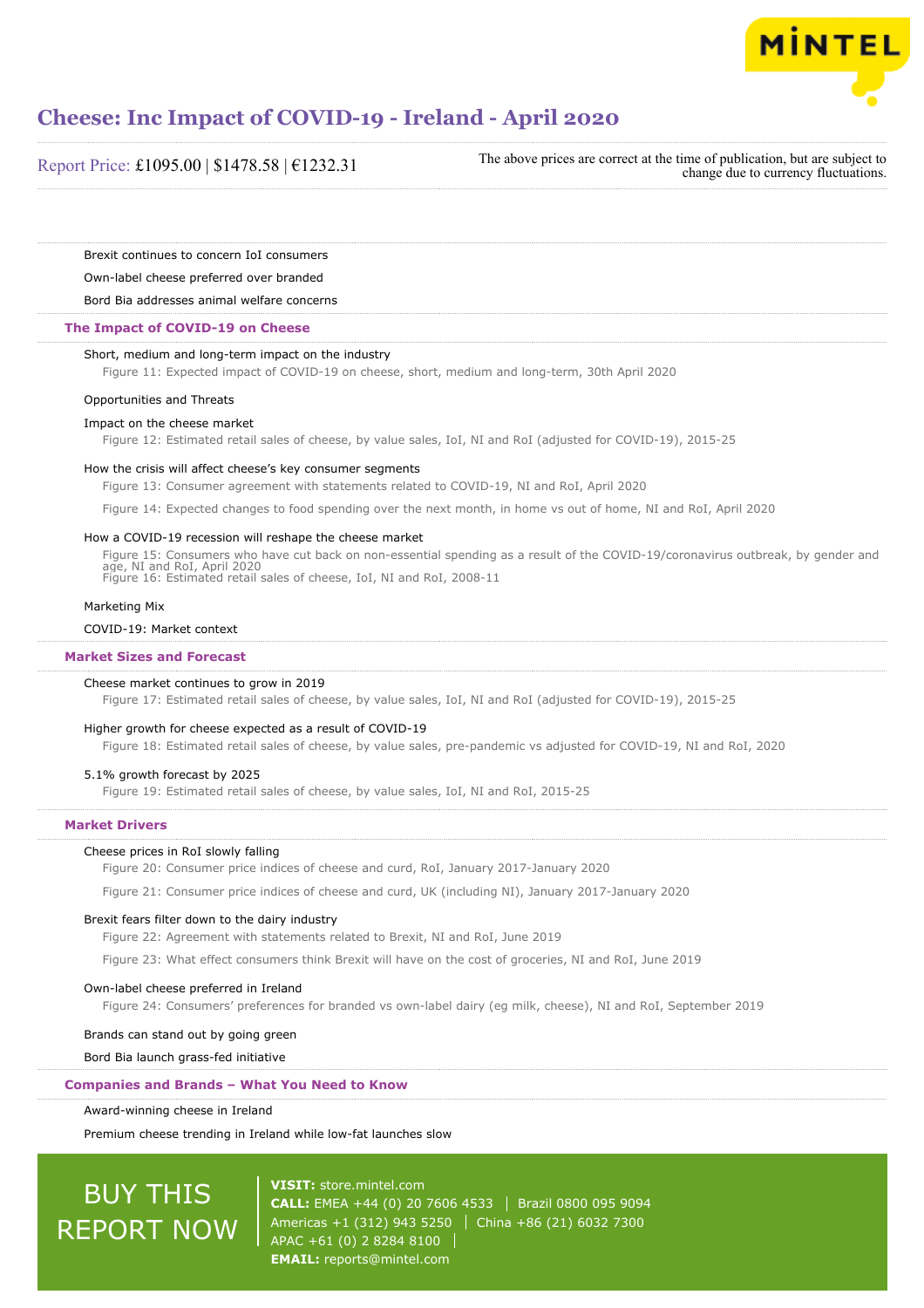Brexit continues to concern IoI consumers

Own-label cheese preferred over branded

Bord Bia addresses animal welfare concerns

### The Impact of COVID-19 on Cheese

Short, medium and long-term impact on the industry

Figure 11: Expected impact of COVID-19 on cheese, short, medium and long-term, 30th April 2020

Opportunities and Threats

Impact on the cheese market

Figure 12: Estimated retail sales of cheese, by value sales, IoI, NI and RoI (adjusted for COVID-19), 2015-25

How the crisis will affect cheese's key consumer segments

Figure 13: Consumer agreement with statements related to COVID-19, NI and RoI, April 2020

Figure 14: Expected changes to food spending over the next month, in home vs out of home, NI and RoI, April 2020

How a COVID-19 recession will reshape the cheese market

Figure 15: Consumers who have cut back on non-essential spending as a result of the COVID-19/coronavirus outbreak, by gender and age, NI and RoI, April 2020

Figure 16: Estimated retail sales of cheese, IoI, NI and RoI, 2008-11

Marketing Mix

COVID-19: Market context

### Market Sizes and Forecast

Cheese market continues to grow in 2019

Figure 17: Estimated retail sales of cheese, by value sales, IoI, NI and RoI (adjusted for COVID-19), 2015-25

Higher growth for cheese expected as a result of COVID-19

Figure 18: Estimated retail sales of cheese, by value sales, pre-pandemic vs adjusted for COVID-19, NI and RoI, 2020

5.1% growth forecast by 2025

Figure 19: Estimated retail sales of cheese, by value sales, IoI, NI and RoI, 2015-25

### Market Drivers

Cheese prices in RoI slowly falling

Figure 20: Consumer price indices of cheese and curd, RoI, January 2017-January 2020

Figure 21: Consumer price indices of cheese and curd, UK (including NI), January 2017-January 2020

Brexit fears filter down to the dairy industry

Figure 22: Agreement with statements related to Brexit, NI and RoI, June 2019

Figure 23: What effect consumers think Brexit will have on the cost of groceries, NI and RoI, June 2019

Own-label cheese preferred in Ireland

Figure 24: Consumers' preferences for branded vs own-label dairy (eg milk, cheese), NI and RoI, September 2019

Brands can stand out by going green

Bord Bia launch grass-fed initiative

### Companies and Brands – What You Need to Know

Award-winning cheese in Ireland

Premium cheese trending in Ireland while low-fat launches slow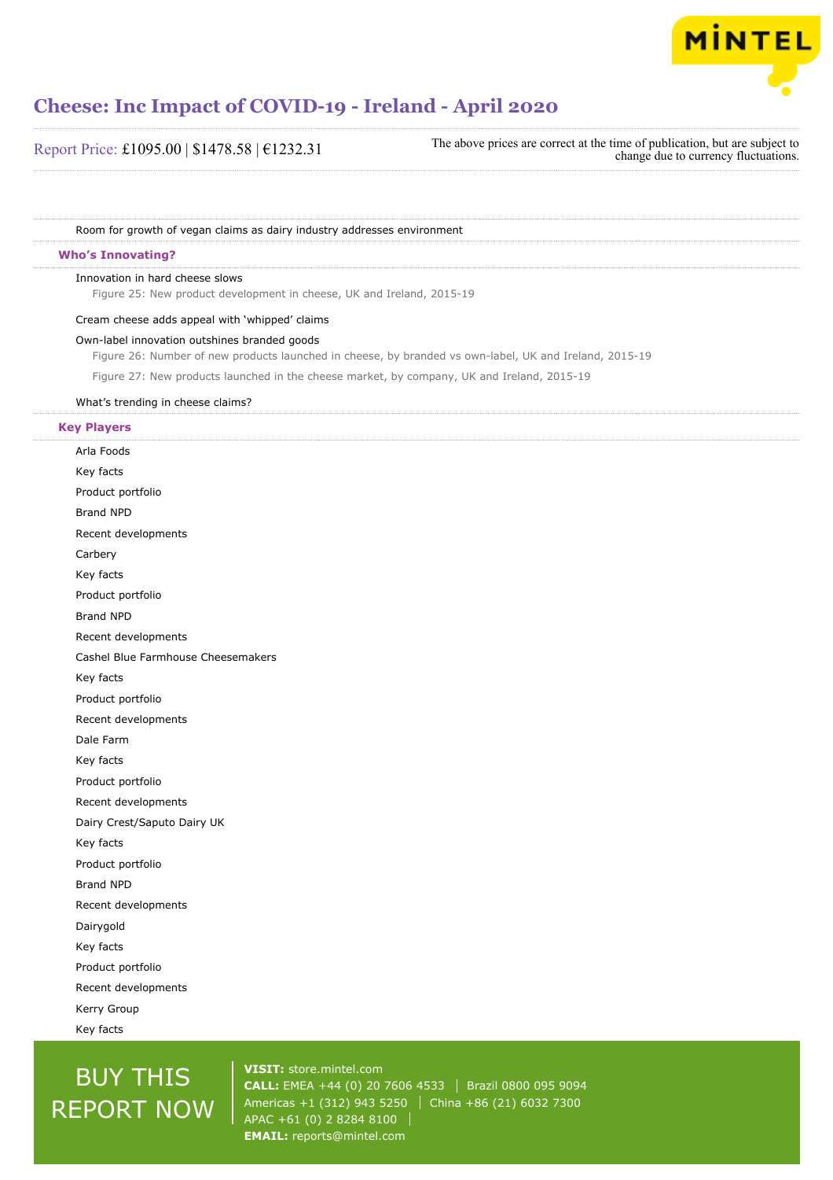Room for growth of vegan claims as dairy industry addresses environment

## Who's Innovating?

Innovation in hard cheese slows

Figure 25: New product development in cheese, UK and Ireland, 2015-19

Cream cheese adds appeal with 'whipped' claims

Own-label innovation outshines branded goods

Figure 26: Number of new products launched in cheese, by branded vs own-label, UK and Ireland, 2015-19

Figure 27: New products launched in the cheese market, by company, UK and Ireland, 2015-19

What's trending in cheese claims?

## Key Players

Arla Foods

Key facts

Product portfolio

Brand NPD

Recent developments

Carbery

Key facts

Product portfolio

Brand NPD

Recent developments

Cashel Blue Farmhouse Cheesemakers

Key facts

Product portfolio

Recent developments

Dale Farm

Key facts

Product portfolio

Recent developments

Dairy Crest/Saputo Dairy UK

Key facts

Product portfolio

Brand NPD

Recent developments

Dairygold

Key facts

Product portfolio

Recent developments

Kerry Group

Key facts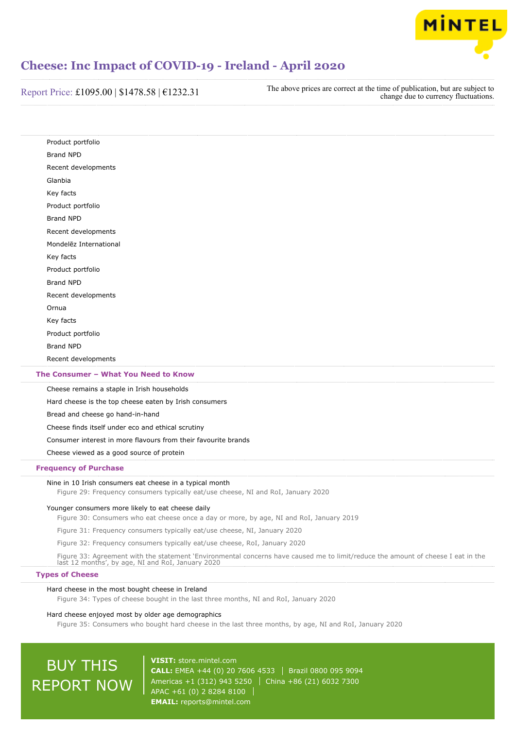Product portfolio

Brand NPD

Recent developments

Glanbia

Key facts

Product portfolio

Brand NPD

Recent developments

Mondelēz International

Key facts

Product portfolio

Brand NPD

Recent developments

Ornua

Key facts

Product portfolio

Brand NPD

Recent developments

## The Consumer – What You Need to Know

Cheese remains a staple in Irish households

Hard cheese is the top cheese eaten by Irish consumers

Bread and cheese go hand-in-hand

Cheese finds itself under eco and ethical scrutiny

Consumer interest in more flavours from their favourite brands

Cheese viewed as a good source of protein

## Frequency of Purchase

Nine in 10 Irish consumers eat cheese in a typical month

Figure 29: Frequency consumers typically eat/use cheese, NI and RoI, January 2020

Younger consumers more likely to eat cheese daily

Figure 30: Consumers who eat cheese once a day or more, by age, NI and RoI, January 2019

Figure 31: Frequency consumers typically eat/use cheese, NI, January 2020

Figure 32: Frequency consumers typically eat/use cheese, RoI, January 2020

Figure 33: Agreement with the statement 'Environmental concerns have caused me to limit/reduce the amount of cheese I eat in the last 12 months', by age, NI and RoI, January 2020

## Types of Cheese

Hard cheese in the most bought cheese in Ireland

Figure 34: Types of cheese bought in the last three months, NI and RoI, January 2020

Hard cheese enjoyed most by older age demographics

Figure 35: Consumers who bought hard cheese in the last three months, by age, NI and RoI, January 2020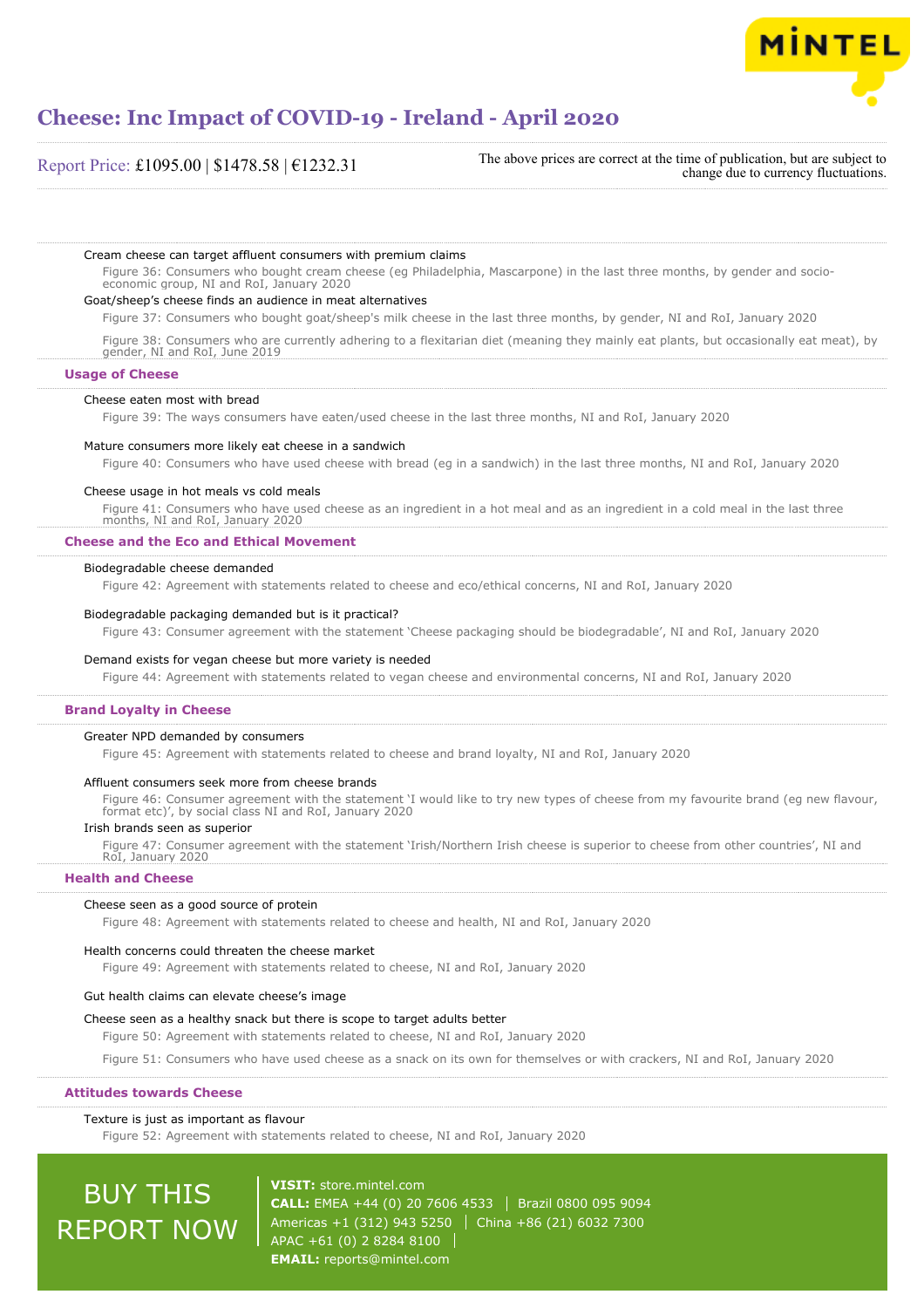Cream cheese can target affluent consumers with premium claims

Figure 36: Consumers who bought cream cheese (eg Philadelphia, Mascarpone) in the last three months, by gender and socio-economic group, NI and RoI, January 2020

Goat/sheep's cheese finds an audience in meat alternatives

Figure 37: Consumers who bought goat/sheep's milk cheese in the last three months, by gender, NI and RoI, January 2020

Figure 38: Consumers who are currently adhering to a flexitarian diet (meaning they mainly eat plants, but occasionally eat meat), by gender, NI and RoI, June 2019

## Usage of Cheese

Cheese eaten most with bread

Figure 39: The ways consumers have eaten/used cheese in the last three months, NI and RoI, January 2020

Mature consumers more likely eat cheese in a sandwich

Figure 40: Consumers who have used cheese with bread (eg in a sandwich) in the last three months, NI and RoI, January 2020

Cheese usage in hot meals vs cold meals

Figure 41: Consumers who have used cheese as an ingredient in a hot meal and as an ingredient in a cold meal in the last three months, NI and RoI, January 2020

## Cheese and the Eco and Ethical Movement

Biodegradable cheese demanded

Figure 42: Agreement with statements related to cheese and eco/ethical concerns, NI and RoI, January 2020

Biodegradable packaging demanded but is it practical?

Figure 43: Consumer agreement with the statement 'Cheese packaging should be biodegradable', NI and RoI, January 2020

Demand exists for vegan cheese but more variety is needed

Figure 44: Agreement with statements related to vegan cheese and environmental concerns, NI and RoI, January 2020

## Brand Loyalty in Cheese

Greater NPD demanded by consumers

Figure 45: Agreement with statements related to cheese and brand loyalty, NI and RoI, January 2020

Affluent consumers seek more from cheese brands

Figure 46: Consumer agreement with the statement 'I would like to try new types of cheese from my favourite brand (eg new flavour, format etc)', by social class NI and RoI, January 2020

Irish brands seen as superior

Figure 47: Consumer agreement with the statement 'Irish/Northern Irish cheese is superior to cheese from other countries', NI and RoI, January 2020

## Health and Cheese

Cheese seen as a good source of protein

Figure 48: Agreement with statements related to cheese and health, NI and RoI, January 2020

Health concerns could threaten the cheese market

Figure 49: Agreement with statements related to cheese, NI and RoI, January 2020

Gut health claims can elevate cheese's image

Cheese seen as a healthy snack but there is scope to target adults better

Figure 50: Agreement with statements related to cheese, NI and RoI, January 2020

Figure 51: Consumers who have used cheese as a snack on its own for themselves or with crackers, NI and RoI, January 2020

## Attitudes towards Cheese

Texture is just as important as flavour

Figure 52: Agreement with statements related to cheese, NI and RoI, January 2020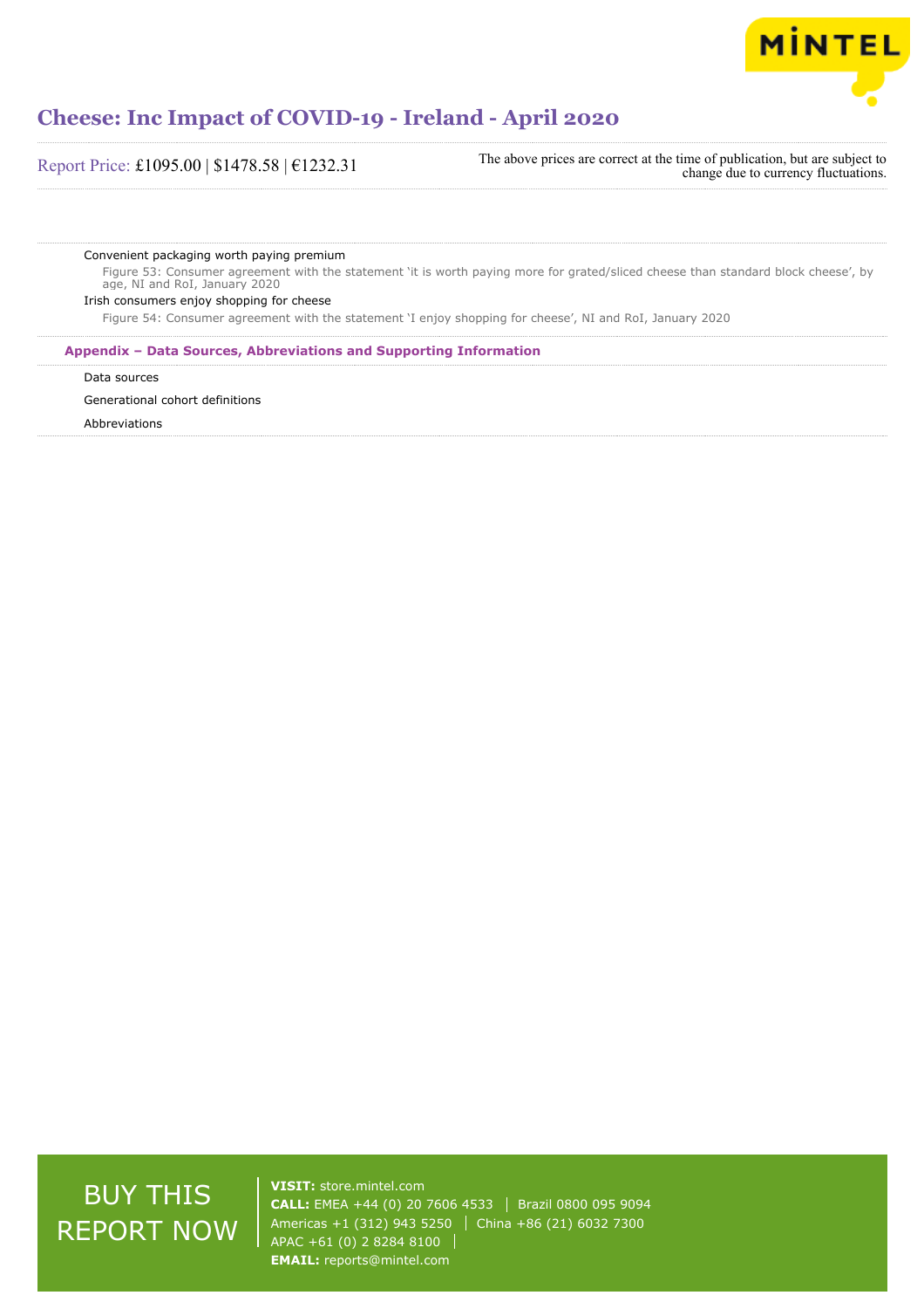Convenient packaging worth paying premium

Figure 53: Consumer agreement with the statement 'it is worth paying more for grated/sliced cheese than standard block cheese', by age, NI and RoI, January 2020

Irish consumers enjoy shopping for cheese

Figure 54: Consumer agreement with the statement 'I enjoy shopping for cheese', NI and RoI, January 2020

## Appendix – Data Sources, Abbreviations and Supporting Information

Data sources

Generational cohort definitions

Abbreviations

BUY THIS REPORT NOW

**VISIT:** store.mintel.com
**CALL:** EMEA +44 (0) 20 7606 4533 | Brazil 0800 095 9094
Americas +1 (312) 943 5250 | China +86 (21) 6032 7300
APAC +61 (0) 2 8284 8100 |
**EMAIL:** reports@mintel.com